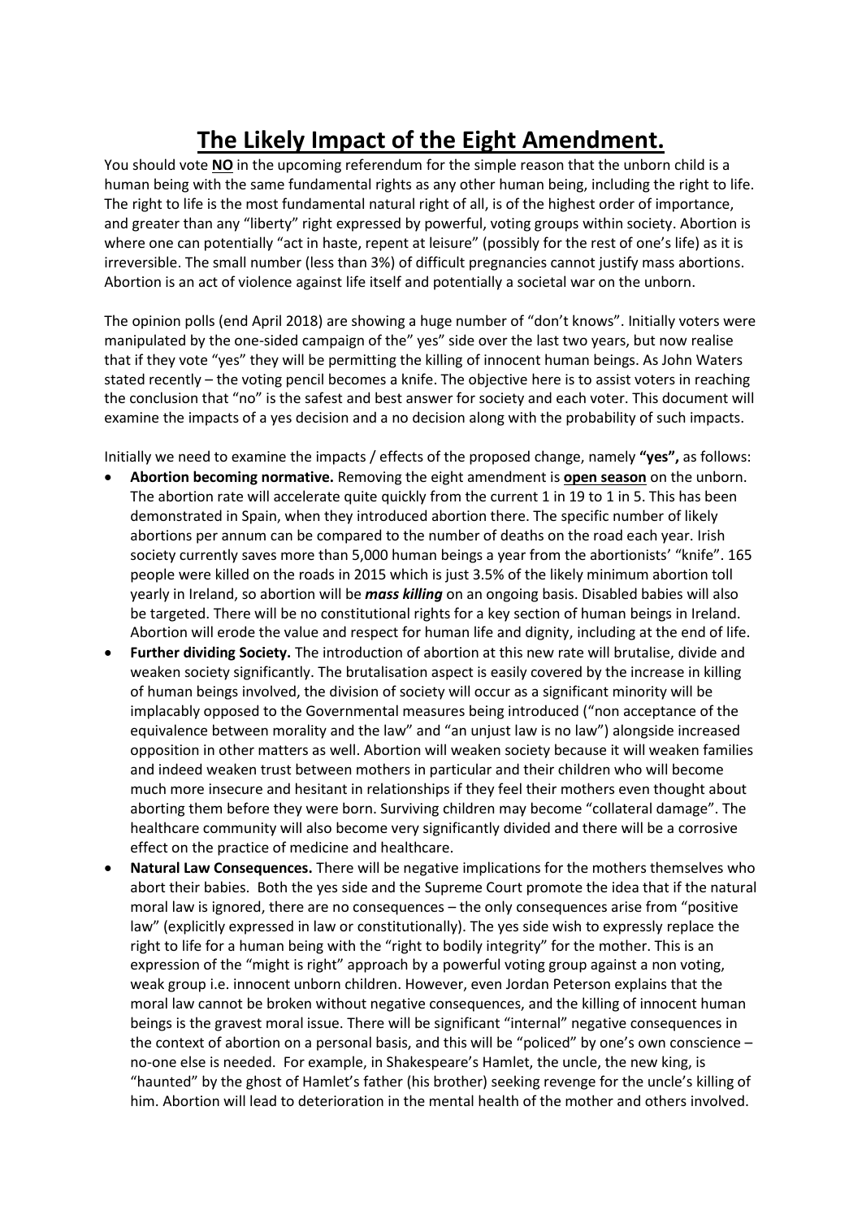# **The Likely Impact of the Eight Amendment.**

You should vote **NO** in the upcoming referendum for the simple reason that the unborn child is a human being with the same fundamental rights as any other human being, including the right to life. The right to life is the most fundamental natural right of all, is of the highest order of importance, and greater than any "liberty" right expressed by powerful, voting groups within society. Abortion is where one can potentially "act in haste, repent at leisure" (possibly for the rest of one's life) as it is irreversible. The small number (less than 3%) of difficult pregnancies cannot justify mass abortions. Abortion is an act of violence against life itself and potentially a societal war on the unborn.

The opinion polls (end April 2018) are showing a huge number of "don't knows". Initially voters were manipulated by the one-sided campaign of the" yes" side over the last two years, but now realise that if they vote "yes" they will be permitting the killing of innocent human beings. As John Waters stated recently – the voting pencil becomes a knife. The objective here is to assist voters in reaching the conclusion that "no" is the safest and best answer for society and each voter. This document will examine the impacts of a yes decision and a no decision along with the probability of such impacts.

Initially we need to examine the impacts / effects of the proposed change, namely **"yes",** as follows:

- **Abortion becoming normative.** Removing the eight amendment is **open season** on the unborn. The abortion rate will accelerate quite quickly from the current 1 in 19 to 1 in 5. This has been demonstrated in Spain, when they introduced abortion there. The specific number of likely abortions per annum can be compared to the number of deaths on the road each year. Irish society currently saves more than 5,000 human beings a year from the abortionists' "knife". 165 people were killed on the roads in 2015 which is just 3.5% of the likely minimum abortion toll yearly in Ireland, so abortion will be ***mass killing*** on an ongoing basis. Disabled babies will also be targeted. There will be no constitutional rights for a key section of human beings in Ireland. Abortion will erode the value and respect for human life and dignity, including at the end of life.
- **Further dividing Society.** The introduction of abortion at this new rate will brutalise, divide and weaken society significantly. The brutalisation aspect is easily covered by the increase in killing of human beings involved, the division of society will occur as a significant minority will be implacably opposed to the Governmental measures being introduced ("non acceptance of the equivalence between morality and the law" and "an unjust law is no law") alongside increased opposition in other matters as well. Abortion will weaken society because it will weaken families and indeed weaken trust between mothers in particular and their children who will become much more insecure and hesitant in relationships if they feel their mothers even thought about aborting them before they were born. Surviving children may become "collateral damage". The healthcare community will also become very significantly divided and there will be a corrosive effect on the practice of medicine and healthcare.
- **Natural Law Consequences.** There will be negative implications for the mothers themselves who abort their babies. Both the yes side and the Supreme Court promote the idea that if the natural moral law is ignored, there are no consequences – the only consequences arise from "positive law" (explicitly expressed in law or constitutionally). The yes side wish to expressly replace the right to life for a human being with the "right to bodily integrity" for the mother. This is an expression of the "might is right" approach by a powerful voting group against a non voting, weak group i.e. innocent unborn children. However, even Jordan Peterson explains that the moral law cannot be broken without negative consequences, and the killing of innocent human beings is the gravest moral issue. There will be significant "internal" negative consequences in the context of abortion on a personal basis, and this will be "policed" by one's own conscience – no-one else is needed. For example, in Shakespeare's Hamlet, the uncle, the new king, is "haunted" by the ghost of Hamlet's father (his brother) seeking revenge for the uncle's killing of him. Abortion will lead to deterioration in the mental health of the mother and others involved.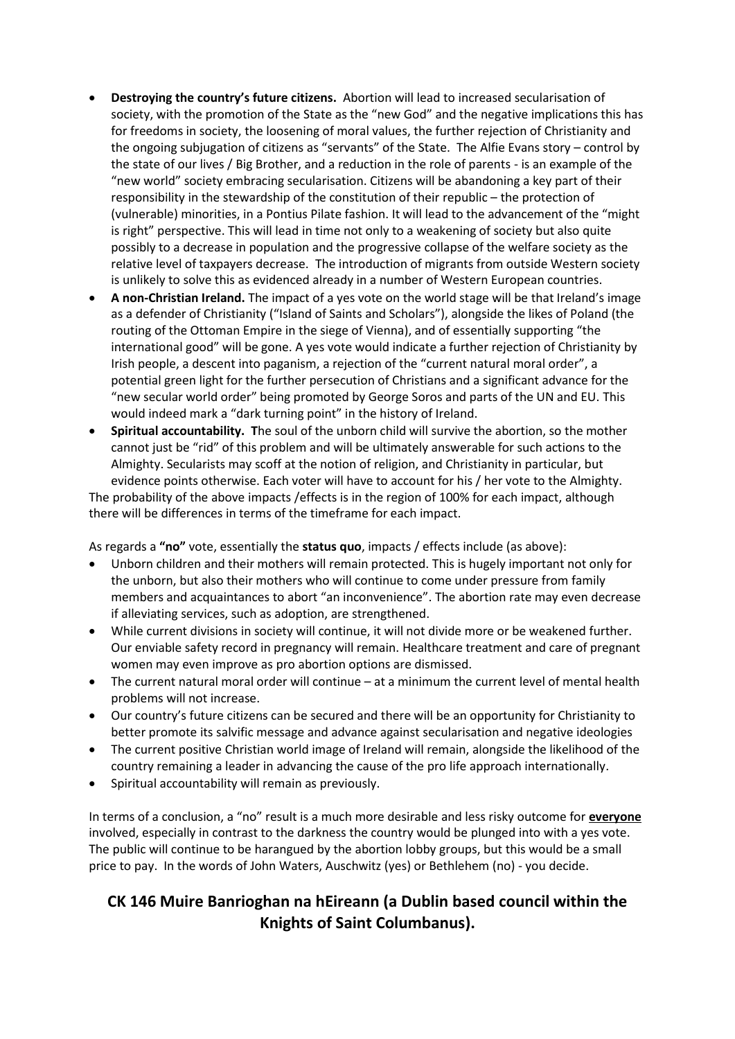- **Destroying the country's future citizens.** Abortion will lead to increased secularisation of society, with the promotion of the State as the "new God" and the negative implications this has for freedoms in society, the loosening of moral values, the further rejection of Christianity and the ongoing subjugation of citizens as "servants" of the State. The Alfie Evans story – control by the state of our lives / Big Brother, and a reduction in the role of parents - is an example of the "new world" society embracing secularisation. Citizens will be abandoning a key part of their responsibility in the stewardship of the constitution of their republic – the protection of (vulnerable) minorities, in a Pontius Pilate fashion. It will lead to the advancement of the "might is right" perspective. This will lead in time not only to a weakening of society but also quite possibly to a decrease in population and the progressive collapse of the welfare society as the relative level of taxpayers decrease. The introduction of migrants from outside Western society is unlikely to solve this as evidenced already in a number of Western European countries.
- **A non-Christian Ireland.** The impact of a yes vote on the world stage will be that Ireland's image as a defender of Christianity ("Island of Saints and Scholars"), alongside the likes of Poland (the routing of the Ottoman Empire in the siege of Vienna), and of essentially supporting "the international good" will be gone. A yes vote would indicate a further rejection of Christianity by Irish people, a descent into paganism, a rejection of the "current natural moral order", a potential green light for the further persecution of Christians and a significant advance for the "new secular world order" being promoted by George Soros and parts of the UN and EU. This would indeed mark a "dark turning point" in the history of Ireland.
- **Spiritual accountability. T**he soul of the unborn child will survive the abortion, so the mother cannot just be "rid" of this problem and will be ultimately answerable for such actions to the Almighty. Secularists may scoff at the notion of religion, and Christianity in particular, but evidence points otherwise. Each voter will have to account for his / her vote to the Almighty.

The probability of the above impacts /effects is in the region of 100% for each impact, although there will be differences in terms of the timeframe for each impact.

As regards a **"no"** vote, essentially the **status quo**, impacts / effects include (as above):

- Unborn children and their mothers will remain protected. This is hugely important not only for the unborn, but also their mothers who will continue to come under pressure from family members and acquaintances to abort "an inconvenience". The abortion rate may even decrease if alleviating services, such as adoption, are strengthened.
- While current divisions in society will continue, it will not divide more or be weakened further. Our enviable safety record in pregnancy will remain. Healthcare treatment and care of pregnant women may even improve as pro abortion options are dismissed.
- The current natural moral order will continue – at a minimum the current level of mental health problems will not increase.
- Our country's future citizens can be secured and there will be an opportunity for Christianity to better promote its salvific message and advance against secularisation and negative ideologies
- The current positive Christian world image of Ireland will remain, alongside the likelihood of the country remaining a leader in advancing the cause of the pro life approach internationally.
- Spiritual accountability will remain as previously.

In terms of a conclusion, a "no" result is a much more desirable and less risky outcome for **everyone** involved, especially in contrast to the darkness the country would be plunged into with a yes vote. The public will continue to be harangued by the abortion lobby groups, but this would be a small price to pay. In the words of John Waters, Auschwitz (yes) or Bethlehem (no) - you decide.

## CK 146 Muire Banrioghan na hEireann (a Dublin based council within the Knights of Saint Columbanus).